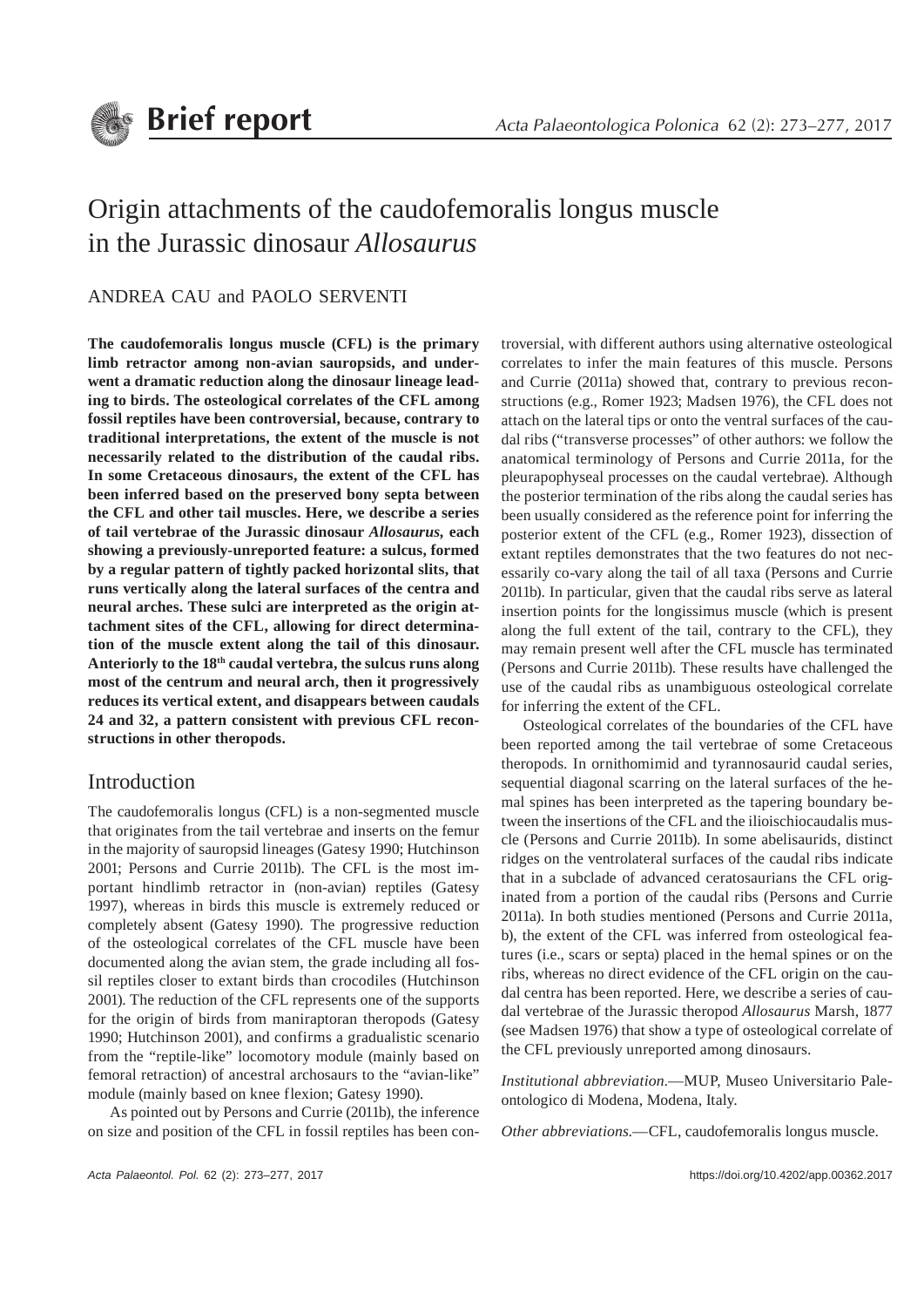**Brief report**

# Origin attachments of the caudofemoralis longus muscle in the Jurassic dinosaur *Allosaurus*

ANDREA CAU and PAOLO SERVENTI

**The caudofemoralis longus muscle (CFL) is the primary limb retractor among non-avian sauropsids, and underwent a dramatic reduction along the dinosaur lineage leading to birds. The osteological correlates of the CFL among fossil reptiles have been controversial, because, contrary to traditional interpretations, the extent of the muscle is not necessarily related to the distribution of the caudal ribs. In some Cretaceous dinosaurs, the extent of the CFL has been inferred based on the preserved bony septa between the CFL and other tail muscles. Here, we describe a series of tail vertebrae of the Jurassic dinosaur *Allosaurus*, each showing a previously-unreported feature: a sulcus, formed by a regular pattern of tightly packed horizontal slits, that runs vertically along the lateral surfaces of the centra and neural arches. These sulci are interpreted as the origin attachment sites of the CFL, allowing for direct determination of the muscle extent along the tail of this dinosaur. Anteriorly to the 18th caudal vertebra, the sulcus runs along most of the centrum and neural arch, then it progressively reduces its vertical extent, and disappears between caudals 24 and 32, a pattern consistent with previous CFL reconstructions in other theropods.**

## Introduction

The caudofemoralis longus (CFL) is a non-segmented muscle that originates from the tail vertebrae and inserts on the femur in the majority of sauropsid lineages (Gatesy 1990; Hutchinson 2001; Persons and Currie 2011b). The CFL is the most important hindlimb retractor in (non-avian) reptiles (Gatesy 1997), whereas in birds this muscle is extremely reduced or completely absent (Gatesy 1990). The progressive reduction of the osteological correlates of the CFL muscle have been documented along the avian stem, the grade including all fossil reptiles closer to extant birds than crocodiles (Hutchinson 2001). The reduction of the CFL represents one of the supports for the origin of birds from maniraptoran theropods (Gatesy 1990; Hutchinson 2001), and confirms a gradualistic scenario from the "reptile-like" locomotory module (mainly based on femoral retraction) of ancestral archosaurs to the "avian-like" module (mainly based on knee flexion; Gatesy 1990).

As pointed out by Persons and Currie (2011b), the inference on size and position of the CFL in fossil reptiles has been controversial, with different authors using alternative osteological correlates to infer the main features of this muscle. Persons and Currie (2011a) showed that, contrary to previous reconstructions (e.g., Romer 1923; Madsen 1976), the CFL does not attach on the lateral tips or onto the ventral surfaces of the caudal ribs ("transverse processes" of other authors: we follow the anatomical terminology of Persons and Currie 2011a, for the pleurapophyseal processes on the caudal vertebrae). Although the posterior termination of the ribs along the caudal series has been usually considered as the reference point for inferring the posterior extent of the CFL (e.g., Romer 1923), dissection of extant reptiles demonstrates that the two features do not necessarily co-vary along the tail of all taxa (Persons and Currie 2011b). In particular, given that the caudal ribs serve as lateral insertion points for the longissimus muscle (which is present along the full extent of the tail, contrary to the CFL), they may remain present well after the CFL muscle has terminated (Persons and Currie 2011b). These results have challenged the use of the caudal ribs as unambiguous osteological correlate for inferring the extent of the CFL.

Osteological correlates of the boundaries of the CFL have been reported among the tail vertebrae of some Cretaceous theropods. In ornithomimid and tyrannosaurid caudal series, sequential diagonal scarring on the lateral surfaces of the hemal spines has been interpreted as the tapering boundary between the insertions of the CFL and the ilioischiocaudalis muscle (Persons and Currie 2011b). In some abelisaurids, distinct ridges on the ventrolateral surfaces of the caudal ribs indicate that in a subclade of advanced ceratosaurians the CFL originated from a portion of the caudal ribs (Persons and Currie 2011a). In both studies mentioned (Persons and Currie 2011a, b), the extent of the CFL was inferred from osteological features (i.e., scars or septa) placed in the hemal spines or on the ribs, whereas no direct evidence of the CFL origin on the caudal centra has been reported. Here, we describe a series of caudal vertebrae of the Jurassic theropod *Allosaurus* Marsh, 1877 (see Madsen 1976) that show a type of osteological correlate of the CFL previously unreported among dinosaurs.

*Institutional abbreviation*.—MUP, Museo Universitario Paleontologico di Modena, Modena, Italy.

*Other abbreviations*.—CFL, caudofemoralis longus muscle.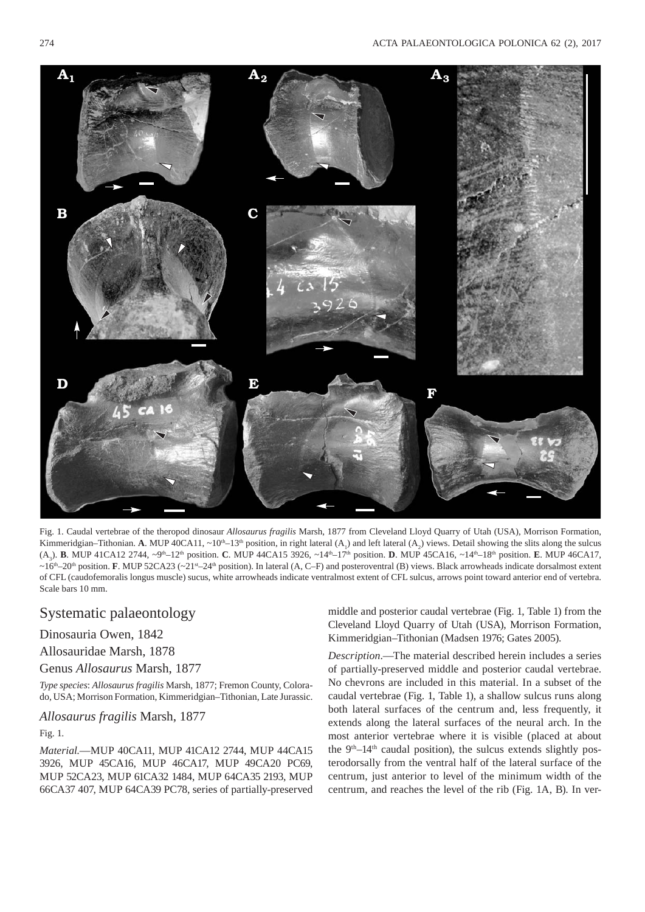Fig. 1. Caudal vertebrae of the theropod dinosaur *Allosaurus fragilis* Marsh, 1877 from Cleveland Lloyd Quarry of Utah (USA), Morrison Formation, Kimmeridgian–Tithonian. **A**. MUP 40CA11, ~10th–13th position, in right lateral ($A_1$) and left lateral ($A_2$) views. Detail showing the slits along the sulcus ($A_3$). **B**. MUP 41CA12 2744, ~9th–12th position. **C**. MUP 44CA15 3926, ~14th–17th position. **D**. MUP 45CA16, ~14th–18th position. **E**. MUP 46CA17, ~16th–20th position. **F**. MUP 52CA23 (~21st–24th position). In lateral (A, C–F) and posteroventral (B) views. Black arrowheads indicate dorsalmost extent of CFL (caudofemoralis longus muscle) sucus, white arrowheads indicate ventralmost extent of CFL sulcus, arrows point toward anterior end of vertebra. Scale bars 10 mm.

## Systematic palaeontology

Dinosauria Owen, 1842

Allosauridae Marsh, 1878

Genus *Allosaurus* Marsh, 1877

*Type species*: *Allosaurus fragilis* Marsh, 1877; Fremon County, Colorado, USA; Morrison Formation, Kimmeridgian–Tithonian, Late Jurassic.

### *Allosaurus fragilis* Marsh, 1877

Fig. 1.

*Material*.—MUP 40CA11, MUP 41CA12 2744, MUP 44CA15 3926, MUP 45CA16, MUP 46CA17, MUP 49CA20 PC69, MUP 52CA23, MUP 61CA32 1484, MUP 64CA35 2193, MUP 66CA37 407, MUP 64CA39 PC78, series of partially-preserved middle and posterior caudal vertebrae (Fig. 1, Table 1) from the Cleveland Lloyd Quarry of Utah (USA), Morrison Formation, Kimmeridgian–Tithonian (Madsen 1976; Gates 2005).

*Description*.—The material described herein includes a series of partially-preserved middle and posterior caudal vertebrae. No chevrons are included in this material. In a subset of the caudal vertebrae (Fig. 1, Table 1), a shallow sulcus runs along both lateral surfaces of the centrum and, less frequently, it extends along the lateral surfaces of the neural arch. In the most anterior vertebrae where it is visible (placed at about the 9th–14th caudal position), the sulcus extends slightly posterodorsally from the ventral half of the lateral surface of the centrum, just anterior to level of the minimum width of the centrum, and reaches the level of the rib (Fig. 1A, B). In ver-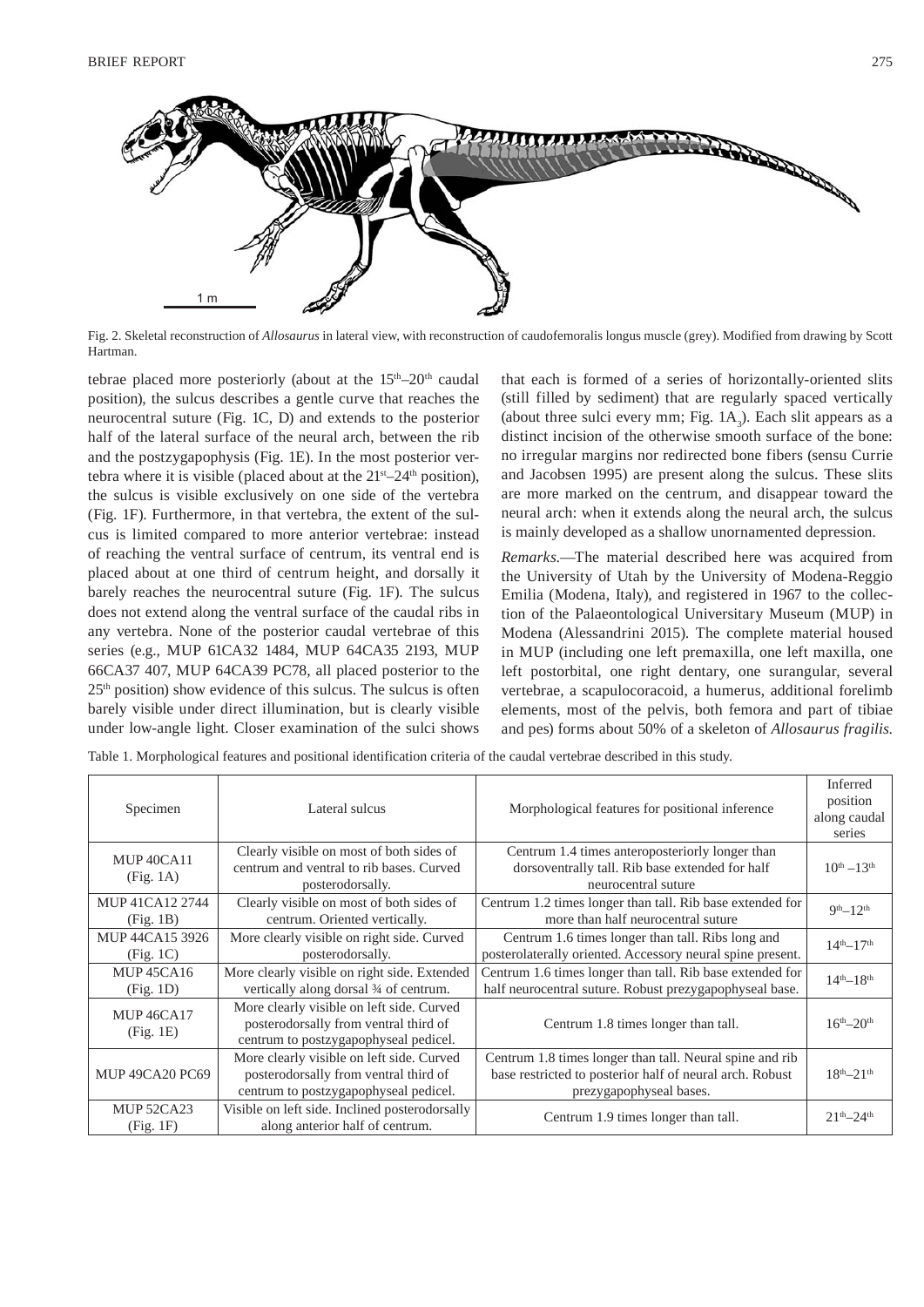Fig. 2. Skeletal reconstruction of *Allosaurus* in lateral view, with reconstruction of caudofemoralis longus muscle (grey). Modified from drawing by Scott Hartman.

tebrae placed more posteriorly (about at the 15th–20th caudal position), the sulcus describes a gentle curve that reaches the neurocentral suture (Fig. 1C, D) and extends to the posterior half of the lateral surface of the neural arch, between the rib and the postzygapophysis (Fig. 1E). In the most posterior vertebra where it is visible (placed about at the 21st–24th position), the sulcus is visible exclusively on one side of the vertebra (Fig. 1F). Furthermore, in that vertebra, the extent of the sulcus is limited compared to more anterior vertebrae: instead of reaching the ventral surface of centrum, its ventral end is placed about at one third of centrum height, and dorsally it barely reaches the neurocentral suture (Fig. 1F). The sulcus does not extend along the ventral surface of the caudal ribs in any vertebra. None of the posterior caudal vertebrae of this series (e.g., MUP 61CA32 1484, MUP 64CA35 2193, MUP 66CA37 407, MUP 64CA39 PC78, all placed posterior to the 25th position) show evidence of this sulcus. The sulcus is often barely visible under direct illumination, but is clearly visible under low-angle light. Closer examination of the sulci shows that each is formed of a series of horizontally-oriented slits (still filled by sediment) that are regularly spaced vertically (about three sulci every mm; Fig. 1A$_3$). Each slit appears as a distinct incision of the otherwise smooth surface of the bone: no irregular margins nor redirected bone fibers (sensu Currie and Jacobsen 1995) are present along the sulcus. These slits are more marked on the centrum, and disappear toward the neural arch: when it extends along the neural arch, the sulcus is mainly developed as a shallow unornamented depression.

*Remarks*.—The material described here was acquired from the University of Utah by the University of Modena-Reggio Emilia (Modena, Italy), and registered in 1967 to the collection of the Palaeontological Universitary Museum (MUP) in Modena (Alessandrini 2015). The complete material housed in MUP (including one left premaxilla, one left maxilla, one left postorbital, one right dentary, one surangular, several vertebrae, a scapulocoracoid, a humerus, additional forelimb elements, most of the pelvis, both femora and part of tibiae and pes) forms about 50% of a skeleton of *Allosaurus fragilis*.

Table 1. Morphological features and positional identification criteria of the caudal vertebrae described in this study.

| Specimen | Lateral sulcus | Morphological features for positional inference | Inferred position along caudal series |
|---|---|---|---|
| MUP 40CA11 (Fig. 1A) | Clearly visible on most of both sides of centrum and ventral to rib bases. Curved posterodorsally. | Centrum 1.4 times anteroposteriorly longer than dorsoventrally tall. Rib base extended for half neurocentral suture | 10th –13th |
| MUP 41CA12 2744 (Fig. 1B) | Clearly visible on most of both sides of centrum. Oriented vertically. | Centrum 1.2 times longer than tall. Rib base extended for more than half neurocentral suture | 9th–12th |
| MUP 44CA15 3926 (Fig. 1C) | More clearly visible on right side. Curved posterodorsally. | Centrum 1.6 times longer than tall. Ribs long and posterolaterally oriented. Accessory neural spine present. | 14th–17th |
| MUP 45CA16 (Fig. 1D) | More clearly visible on right side. Extended vertically along dorsal ¾ of centrum. | Centrum 1.6 times longer than tall. Rib base extended for half neurocentral suture. Robust prezygapophyseal base. | 14th–18th |
| MUP 46CA17 (Fig. 1E) | More clearly visible on left side. Curved posterodorsally from ventral third of centrum to postzygapophyseal pedicel. | Centrum 1.8 times longer than tall. | 16th–20th |
| MUP 49CA20 PC69 | More clearly visible on left side. Curved posterodorsally from ventral third of centrum to postzygapophyseal pedicel. | Centrum 1.8 times longer than tall. Neural spine and rib base restricted to posterior half of neural arch. Robust prezygapophyseal bases. | 18th–21th |
| MUP 52CA23 (Fig. 1F) | Visible on left side. Inclined posterodorsally along anterior half of centrum. | Centrum 1.9 times longer than tall. | 21th–24th |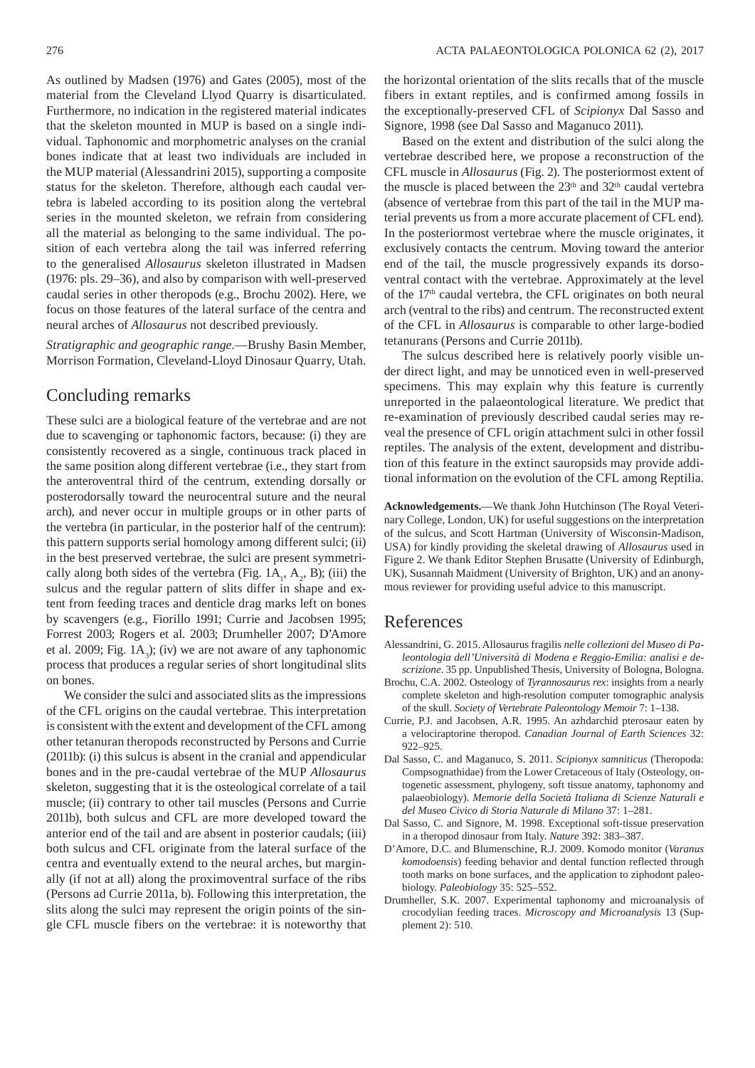As outlined by Madsen (1976) and Gates (2005), most of the material from the Cleveland Llyod Quarry is disarticulated. Furthermore, no indication in the registered material indicates that the skeleton mounted in MUP is based on a single individual. Taphonomic and morphometric analyses on the cranial bones indicate that at least two individuals are included in the MUP material (Alessandrini 2015), supporting a composite status for the skeleton. Therefore, although each caudal vertebra is labeled according to its position along the vertebral series in the mounted skeleton, we refrain from considering all the material as belonging to the same individual. The position of each vertebra along the tail was inferred referring to the generalised *Allosaurus* skeleton illustrated in Madsen (1976: pls. 29–36), and also by comparison with well-preserved caudal series in other theropods (e.g., Brochu 2002). Here, we focus on those features of the lateral surface of the centra and neural arches of *Allosaurus* not described previously.

*Stratigraphic and geographic range*.—Brushy Basin Member, Morrison Formation, Cleveland-Lloyd Dinosaur Quarry, Utah.

## Concluding remarks

These sulci are a biological feature of the vertebrae and are not due to scavenging or taphonomic factors, because: (i) they are consistently recovered as a single, continuous track placed in the same position along different vertebrae (i.e., they start from the anteroventral third of the centrum, extending dorsally or posterodorsally toward the neurocentral suture and the neural arch), and never occur in multiple groups or in other parts of the vertebra (in particular, in the posterior half of the centrum): this pattern supports serial homology among different sulci; (ii) in the best preserved vertebrae, the sulci are present symmetrically along both sides of the vertebra (Fig. $1A_1$, $A_2$, B); (iii) the sulcus and the regular pattern of slits differ in shape and extent from feeding traces and denticle drag marks left on bones by scavengers (e.g., Fiorillo 1991; Currie and Jacobsen 1995; Forrest 2003; Rogers et al. 2003; Drumheller 2007; D'Amore et al. 2009; Fig. $1A_3$); (iv) we are not aware of any taphonomic process that produces a regular series of short longitudinal slits on bones.

We consider the sulci and associated slits as the impressions of the CFL origins on the caudal vertebrae. This interpretation is consistent with the extent and development of the CFL among other tetanuran theropods reconstructed by Persons and Currie (2011b): (i) this sulcus is absent in the cranial and appendicular bones and in the pre-caudal vertebrae of the MUP *Allosaurus* skeleton, suggesting that it is the osteological correlate of a tail muscle; (ii) contrary to other tail muscles (Persons and Currie 2011b), both sulcus and CFL are more developed toward the anterior end of the tail and are absent in posterior caudals; (iii) both sulcus and CFL originate from the lateral surface of the centra and eventually extend to the neural arches, but marginally (if not at all) along the proximoventral surface of the ribs (Persons ad Currie 2011a, b). Following this interpretation, the slits along the sulci may represent the origin points of the single CFL muscle fibers on the vertebrae: it is noteworthy that the horizontal orientation of the slits recalls that of the muscle fibers in extant reptiles, and is confirmed among fossils in the exceptionally-preserved CFL of *Scipionyx* Dal Sasso and Signore, 1998 (see Dal Sasso and Maganuco 2011).

Based on the extent and distribution of the sulci along the vertebrae described here, we propose a reconstruction of the CFL muscle in *Allosaurus* (Fig. 2). The posteriormost extent of the muscle is placed between the 23rd and 32th caudal vertebra (absence of vertebrae from this part of the tail in the MUP material prevents us from a more accurate placement of CFL end). In the posteriormost vertebrae where the muscle originates, it exclusively contacts the centrum. Moving toward the anterior end of the tail, the muscle progressively expands its dorsoventral contact with the vertebrae. Approximately at the level of the 17th caudal vertebra, the CFL originates on both neural arch (ventral to the ribs) and centrum. The reconstructed extent of the CFL in *Allosaurus* is comparable to other large-bodied tetanurans (Persons and Currie 2011b).

The sulcus described here is relatively poorly visible under direct light, and may be unnoticed even in well-preserved specimens. This may explain why this feature is currently unreported in the palaeontological literature. We predict that re-examination of previously described caudal series may reveal the presence of CFL origin attachment sulci in other fossil reptiles. The analysis of the extent, development and distribution of this feature in the extinct sauropsids may provide additional information on the evolution of the CFL among Reptilia.

**Acknowledgements.**—We thank John Hutchinson (The Royal Veterinary College, London, UK) for useful suggestions on the interpretation of the sulcus, and Scott Hartman (University of Wisconsin-Madison, USA) for kindly providing the skeletal drawing of *Allosaurus* used in Figure 2. We thank Editor Stephen Brusatte (University of Edinburgh, UK), Susannah Maidment (University of Brighton, UK) and an anonymous reviewer for providing useful advice to this manuscript.

## References

Alessandrini, G. 2015. Allosaurus fragilis *nelle collezioni del Museo di Paleontologia dell'Università di Modena e Reggio-Emilia: analisi e descrizione*. 35 pp. Unpublished Thesis, University of Bologna, Bologna.

Brochu, C.A. 2002. Osteology of *Tyrannosaurus rex*: insights from a nearly complete skeleton and high-resolution computer tomographic analysis of the skull. *Society of Vertebrate Paleontology Memoir* 7: 1–138.

Currie, P.J. and Jacobsen, A.R. 1995. An azhdarchid pterosaur eaten by a velociraptorine theropod. *Canadian Journal of Earth Sciences* 32: 922–925.

Dal Sasso, C. and Maganuco, S. 2011. *Scipionyx samniticus* (Theropoda: Compsognathidae) from the Lower Cretaceous of Italy (Osteology, ontogenetic assessment, phylogeny, soft tissue anatomy, taphonomy and palaeobiology). *Memorie della Società Italiana di Scienze Naturali e del Museo Civico di Storia Naturale di Milano* 37: 1–281.

Dal Sasso, C. and Signore, M. 1998. Exceptional soft-tissue preservation in a theropod dinosaur from Italy. *Nature* 392: 383–387.

D'Amore, D.C. and Blumenschine, R.J. 2009. Komodo monitor (*Varanus komodoensis*) feeding behavior and dental function reflected through tooth marks on bone surfaces, and the application to ziphodont paleobiology. *Paleobiology* 35: 525–552.

Drumheller, S.K. 2007. Experimental taphonomy and microanalysis of crocodylian feeding traces. *Microscopy and Microanalysis* 13 (Supplement 2): 510.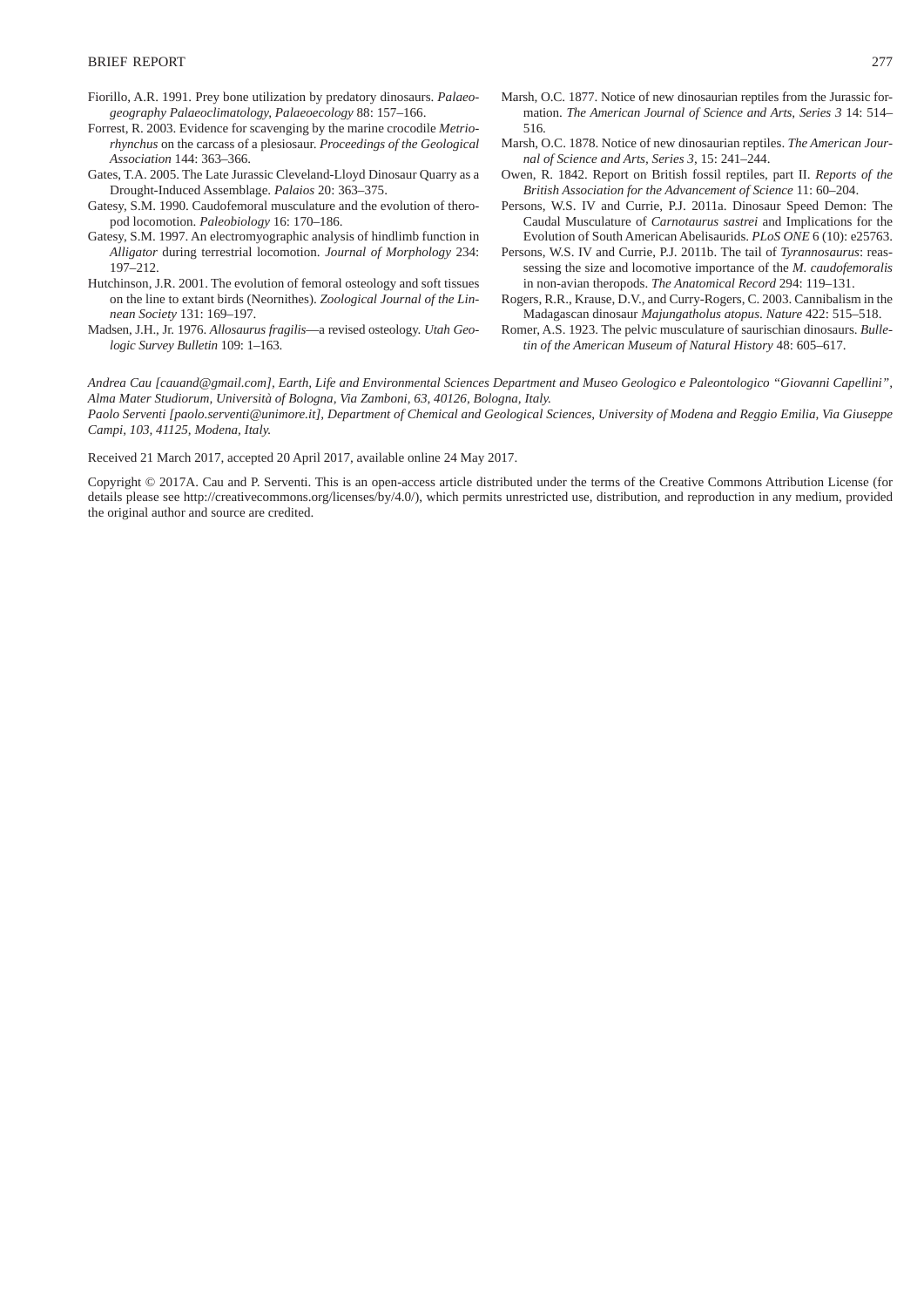Fiorillo, A.R. 1991. Prey bone utilization by predatory dinosaurs. *Palaeogeography Palaeoclimatology, Palaeoecology* 88: 157–166.

Forrest, R. 2003. Evidence for scavenging by the marine crocodile *Metriorhynchus* on the carcass of a plesiosaur. *Proceedings of the Geological Association* 144: 363–366.

Gates, T.A. 2005. The Late Jurassic Cleveland-Lloyd Dinosaur Quarry as a Drought-Induced Assemblage. *Palaios* 20: 363–375.

Gatesy, S.M. 1990. Caudofemoral musculature and the evolution of theropod locomotion. *Paleobiology* 16: 170–186.

Gatesy, S.M. 1997. An electromyographic analysis of hindlimb function in *Alligator* during terrestrial locomotion. *Journal of Morphology* 234: 197–212.

Hutchinson, J.R. 2001. The evolution of femoral osteology and soft tissues on the line to extant birds (Neornithes). *Zoological Journal of the Linnean Society* 131: 169–197.

Madsen, J.H., Jr. 1976. *Allosaurus fragilis*—a revised osteology. *Utah Geologic Survey Bulletin* 109: 1–163.

Marsh, O.C. 1877. Notice of new dinosaurian reptiles from the Jurassic formation. *The American Journal of Science and Arts, Series 3* 14: 514–516.

Marsh, O.C. 1878. Notice of new dinosaurian reptiles. *The American Journal of Science and Arts, Series 3*, 15: 241–244.

Owen, R. 1842. Report on British fossil reptiles, part II. *Reports of the British Association for the Advancement of Science* 11: 60–204.

Persons, W.S. IV and Currie, P.J. 2011a. Dinosaur Speed Demon: The Caudal Musculature of *Carnotaurus sastrei* and Implications for the Evolution of South American Abelisaurids. *PLoS ONE* 6 (10): e25763.

Persons, W.S. IV and Currie, P.J. 2011b. The tail of *Tyrannosaurus*: reassessing the size and locomotive importance of the *M. caudofemoralis* in non-avian theropods. *The Anatomical Record* 294: 119–131.

Rogers, R.R., Krause, D.V., and Curry-Rogers, C. 2003. Cannibalism in the Madagascan dinosaur *Majungatholus atopus*. *Nature* 422: 515–518.

Romer, A.S. 1923. The pelvic musculature of saurischian dinosaurs. *Bulletin of the American Museum of Natural History* 48: 605–617.

*Andrea Cau [cauand@gmail.com], Earth, Life and Environmental Sciences Department and Museo Geologico e Paleontologico "Giovanni Capellini", Alma Mater Studiorum, Università of Bologna, Via Zamboni, 63, 40126, Bologna, Italy.*
*Paolo Serventi [paolo.serventi@unimore.it], Department of Chemical and Geological Sciences, University of Modena and Reggio Emilia, Via Giuseppe Campi, 103, 41125, Modena, Italy.*

Received 21 March 2017, accepted 20 April 2017, available online 24 May 2017.

Copyright © 2017A. Cau and P. Serventi. This is an open-access article distributed under the terms of the Creative Commons Attribution License (for details please see http://creativecommons.org/licenses/by/4.0/), which permits unrestricted use, distribution, and reproduction in any medium, provided the original author and source are credited.